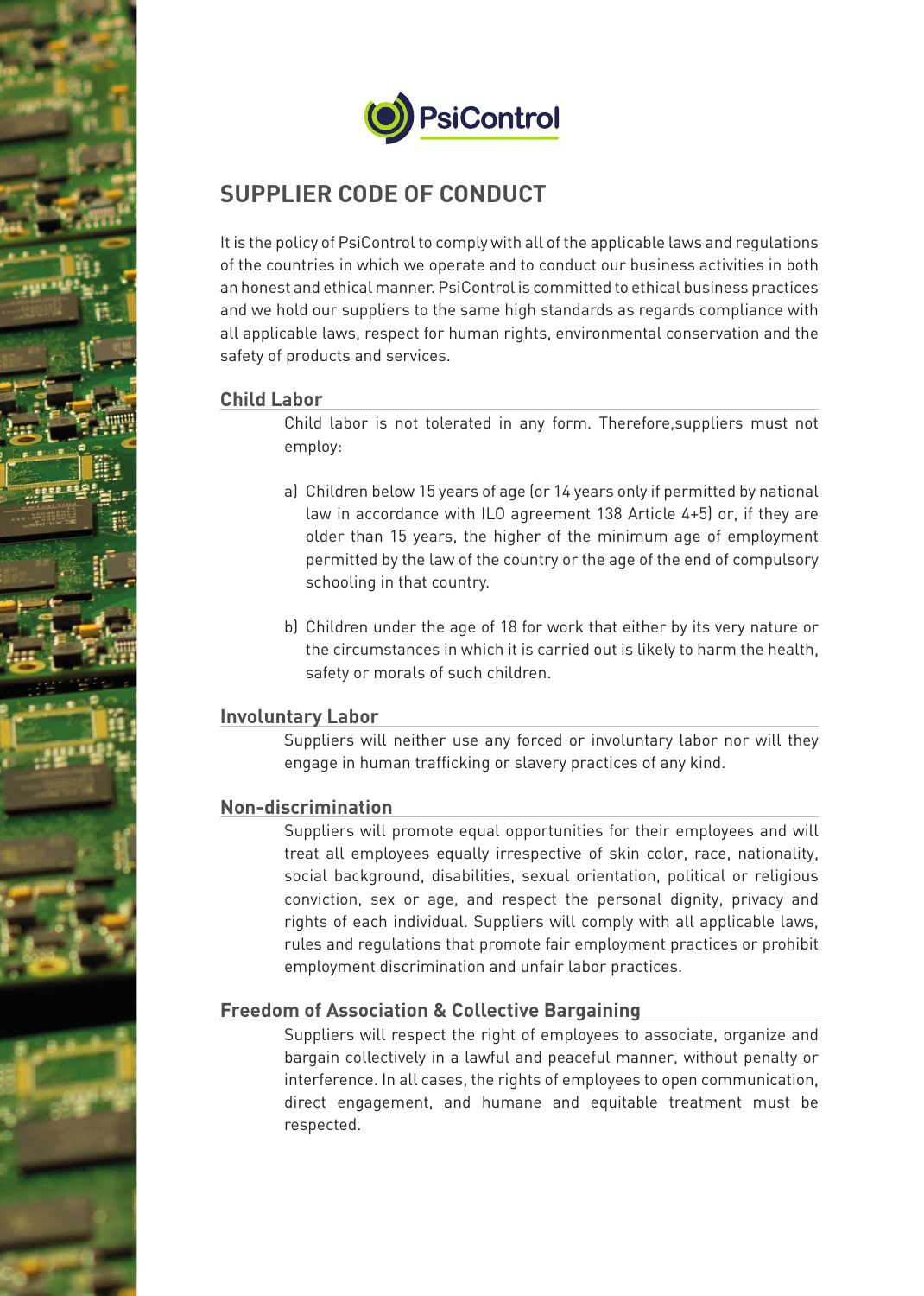PsiControl

# SUPPLIER CODE OF CONDUCT

It is the policy of PsiControl to comply with all of the applicable laws and regulations of the countries in which we operate and to conduct our business activities in both an honest and ethical manner. PsiControl is committed to ethical business practices and we hold our suppliers to the same high standards as regards compliance with all applicable laws, respect for human rights, environmental conservation and the safety of products and services.

## Child Labor

Child labor is not tolerated in any form. Therefore,suppliers must not employ:

a) Children below 15 years of age (or 14 years only if permitted by national law in accordance with ILO agreement 138 Article 4+5) or, if they are older than 15 years, the higher of the minimum age of employment permitted by the law of the country or the age of the end of compulsory schooling in that country.

b) Children under the age of 18 for work that either by its very nature or the circumstances in which it is carried out is likely to harm the health, safety or morals of such children.

## Involuntary Labor

Suppliers will neither use any forced or involuntary labor nor will they engage in human trafficking or slavery practices of any kind.

## Non-discrimination

Suppliers will promote equal opportunities for their employees and will treat all employees equally irrespective of skin color, race, nationality, social background, disabilities, sexual orientation, political or religious conviction, sex or age, and respect the personal dignity, privacy and rights of each individual. Suppliers will comply with all applicable laws, rules and regulations that promote fair employment practices or prohibit employment discrimination and unfair labor practices.

## Freedom of Association & Collective Bargaining

Suppliers will respect the right of employees to associate, organize and bargain collectively in a lawful and peaceful manner, without penalty or interference. In all cases, the rights of employees to open communication, direct engagement, and humane and equitable treatment must be respected.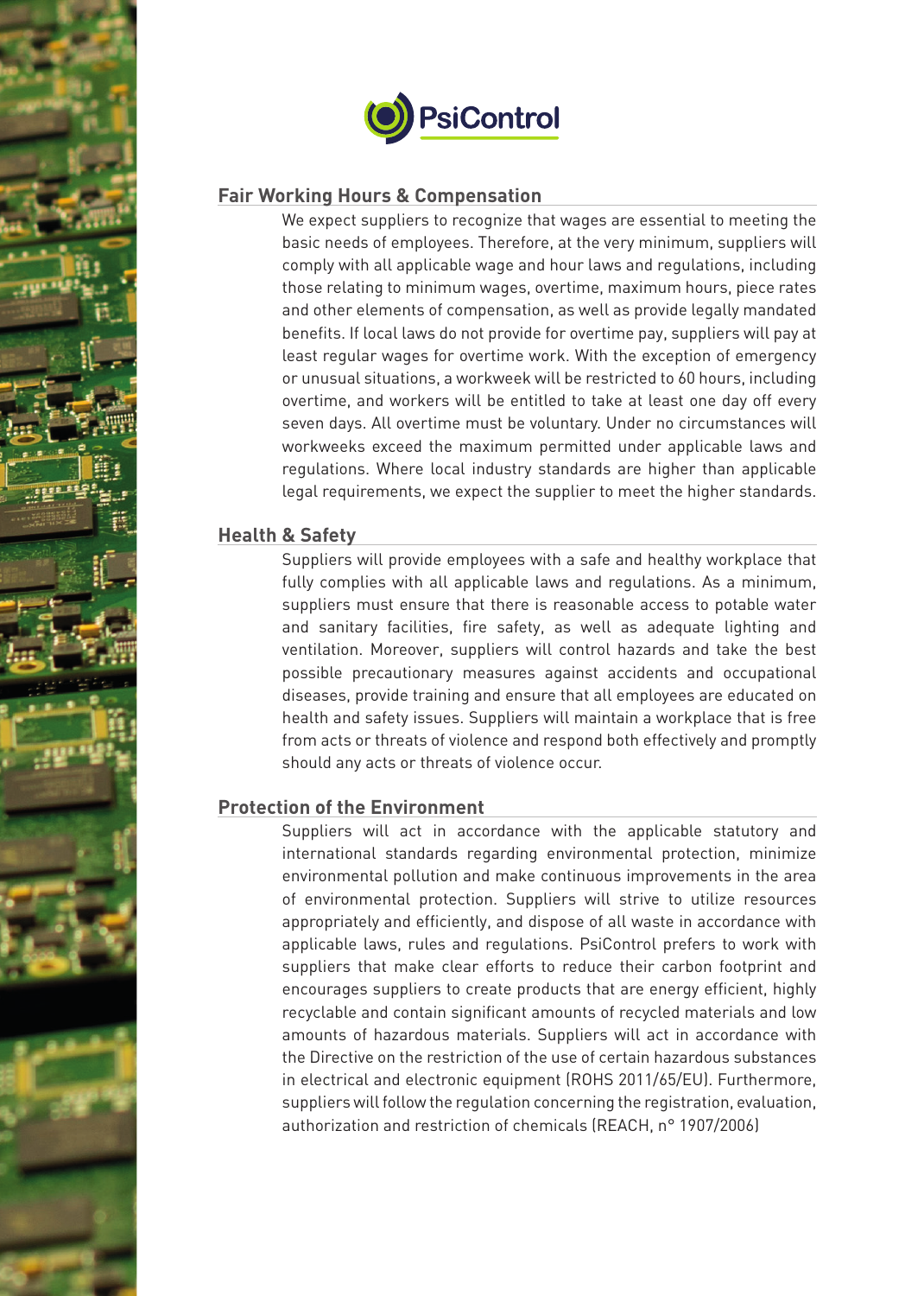## Fair Working Hours & Compensation

We expect suppliers to recognize that wages are essential to meeting the basic needs of employees. Therefore, at the very minimum, suppliers will comply with all applicable wage and hour laws and regulations, including those relating to minimum wages, overtime, maximum hours, piece rates and other elements of compensation, as well as provide legally mandated benefits. If local laws do not provide for overtime pay, suppliers will pay at least regular wages for overtime work. With the exception of emergency or unusual situations, a workweek will be restricted to 60 hours, including overtime, and workers will be entitled to take at least one day off every seven days. All overtime must be voluntary. Under no circumstances will workweeks exceed the maximum permitted under applicable laws and regulations. Where local industry standards are higher than applicable legal requirements, we expect the supplier to meet the higher standards.

## Health & Safety

Suppliers will provide employees with a safe and healthy workplace that fully complies with all applicable laws and regulations. As a minimum, suppliers must ensure that there is reasonable access to potable water and sanitary facilities, fire safety, as well as adequate lighting and ventilation. Moreover, suppliers will control hazards and take the best possible precautionary measures against accidents and occupational diseases, provide training and ensure that all employees are educated on health and safety issues. Suppliers will maintain a workplace that is free from acts or threats of violence and respond both effectively and promptly should any acts or threats of violence occur.

## Protection of the Environment

Suppliers will act in accordance with the applicable statutory and international standards regarding environmental protection, minimize environmental pollution and make continuous improvements in the area of environmental protection. Suppliers will strive to utilize resources appropriately and efficiently, and dispose of all waste in accordance with applicable laws, rules and regulations. PsiControl prefers to work with suppliers that make clear efforts to reduce their carbon footprint and encourages suppliers to create products that are energy efficient, highly recyclable and contain significant amounts of recycled materials and low amounts of hazardous materials. Suppliers will act in accordance with the Directive on the restriction of the use of certain hazardous substances in electrical and electronic equipment (ROHS 2011/65/EU). Furthermore, suppliers will follow the regulation concerning the registration, evaluation, authorization and restriction of chemicals (REACH, n° 1907/2006)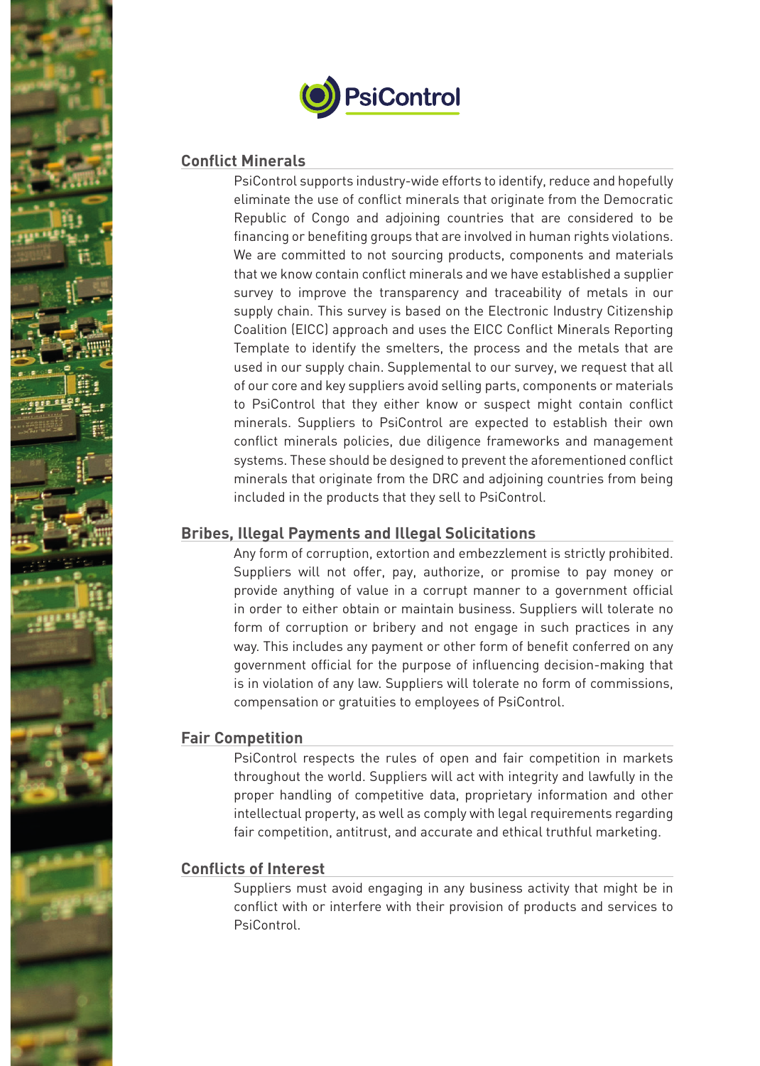## Conflict Minerals

PsiControl supports industry-wide efforts to identify, reduce and hopefully eliminate the use of conflict minerals that originate from the Democratic Republic of Congo and adjoining countries that are considered to be financing or benefiting groups that are involved in human rights violations. We are committed to not sourcing products, components and materials that we know contain conflict minerals and we have established a supplier survey to improve the transparency and traceability of metals in our supply chain. This survey is based on the Electronic Industry Citizenship Coalition (EICC) approach and uses the EICC Conflict Minerals Reporting Template to identify the smelters, the process and the metals that are used in our supply chain. Supplemental to our survey, we request that all of our core and key suppliers avoid selling parts, components or materials to PsiControl that they either know or suspect might contain conflict minerals. Suppliers to PsiControl are expected to establish their own conflict minerals policies, due diligence frameworks and management systems. These should be designed to prevent the aforementioned conflict minerals that originate from the DRC and adjoining countries from being included in the products that they sell to PsiControl.

## Bribes, Illegal Payments and Illegal Solicitations

Any form of corruption, extortion and embezzlement is strictly prohibited. Suppliers will not offer, pay, authorize, or promise to pay money or provide anything of value in a corrupt manner to a government official in order to either obtain or maintain business. Suppliers will tolerate no form of corruption or bribery and not engage in such practices in any way. This includes any payment or other form of benefit conferred on any government official for the purpose of influencing decision-making that is in violation of any law. Suppliers will tolerate no form of commissions, compensation or gratuities to employees of PsiControl.

## Fair Competition

PsiControl respects the rules of open and fair competition in markets throughout the world. Suppliers will act with integrity and lawfully in the proper handling of competitive data, proprietary information and other intellectual property, as well as comply with legal requirements regarding fair competition, antitrust, and accurate and ethical truthful marketing.

## Conflicts of Interest

Suppliers must avoid engaging in any business activity that might be in conflict with or interfere with their provision of products and services to PsiControl.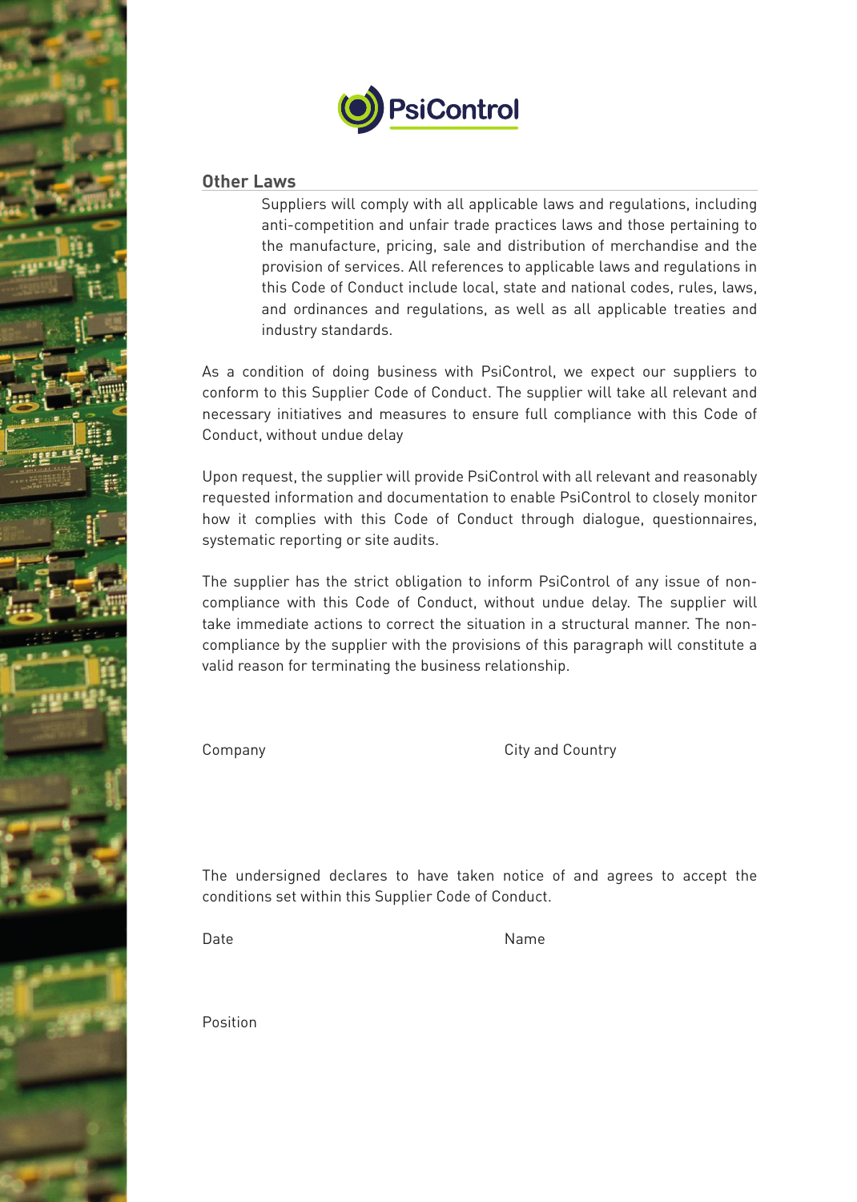## Other Laws

Suppliers will comply with all applicable laws and regulations, including anti-competition and unfair trade practices laws and those pertaining to the manufacture, pricing, sale and distribution of merchandise and the provision of services. All references to applicable laws and regulations in this Code of Conduct include local, state and national codes, rules, laws, and ordinances and regulations, as well as all applicable treaties and industry standards.

As a condition of doing business with PsiControl, we expect our suppliers to conform to this Supplier Code of Conduct. The supplier will take all relevant and necessary initiatives and measures to ensure full compliance with this Code of Conduct, without undue delay

Upon request, the supplier will provide PsiControl with all relevant and reasonably requested information and documentation to enable PsiControl to closely monitor how it complies with this Code of Conduct through dialogue, questionnaires, systematic reporting or site audits.

The supplier has the strict obligation to inform PsiControl of any issue of non-compliance with this Code of Conduct, without undue delay. The supplier will take immediate actions to correct the situation in a structural manner. The non-compliance by the supplier with the provisions of this paragraph will constitute a valid reason for terminating the business relationship.

Company

City and Country

The undersigned declares to have taken notice of and agrees to accept the conditions set within this Supplier Code of Conduct.

Date

Name

Position